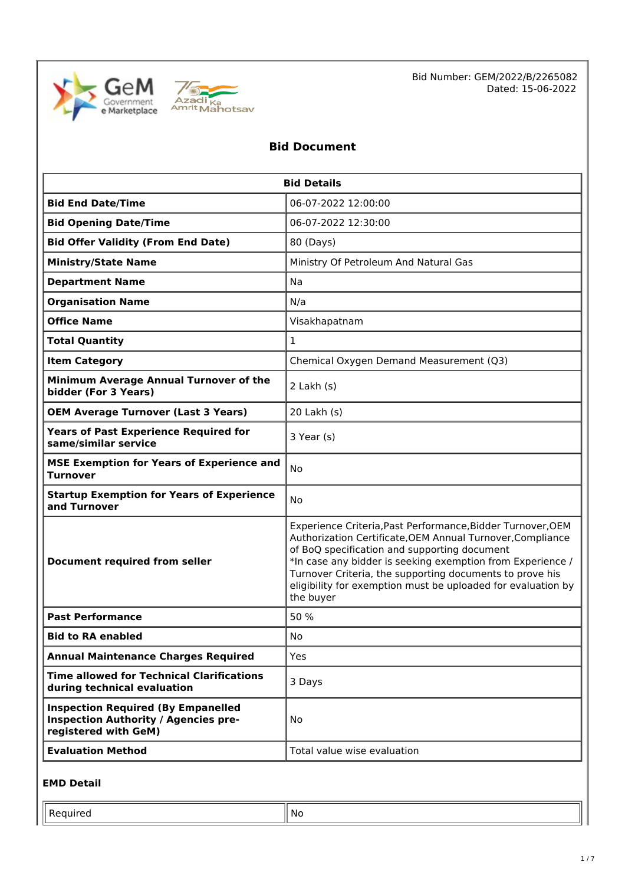Bid Number: GEM/2022/B/2265082
Dated: 15-06-2022

# Bid Document

| Bid Details | |
|---|---|
| **Bid End Date/Time** | 06-07-2022 12:00:00 |
| **Bid Opening Date/Time** | 06-07-2022 12:30:00 |
| **Bid Offer Validity (From End Date)** | 80 (Days) |
| **Ministry/State Name** | Ministry Of Petroleum And Natural Gas |
| **Department Name** | Na |
| **Organisation Name** | N/a |
| **Office Name** | Visakhapatnam |
| **Total Quantity** | 1 |
| **Item Category** | Chemical Oxygen Demand Measurement (Q3) |
| **Minimum Average Annual Turnover of the bidder (For 3 Years)** | 2 Lakh (s) |
| **OEM Average Turnover (Last 3 Years)** | 20 Lakh (s) |
| **Years of Past Experience Required for same/similar service** | 3 Year (s) |
| **MSE Exemption for Years of Experience and Turnover** | No |
| **Startup Exemption for Years of Experience and Turnover** | No |
| **Document required from seller** | Experience Criteria,Past Performance,Bidder Turnover,OEM Authorization Certificate,OEM Annual Turnover,Compliance of BoQ specification and supporting document<br>*In case any bidder is seeking exemption from Experience / Turnover Criteria, the supporting documents to prove his eligibility for exemption must be uploaded for evaluation by the buyer |
| **Past Performance** | 50 % |
| **Bid to RA enabled** | No |
| **Annual Maintenance Charges Required** | Yes |
| **Time allowed for Technical Clarifications during technical evaluation** | 3 Days |
| **Inspection Required (By Empanelled Inspection Authority / Agencies pre-registered with GeM)** | No |
| **Evaluation Method** | Total value wise evaluation |

### EMD Detail

| | |
|---|---|
| Required | No |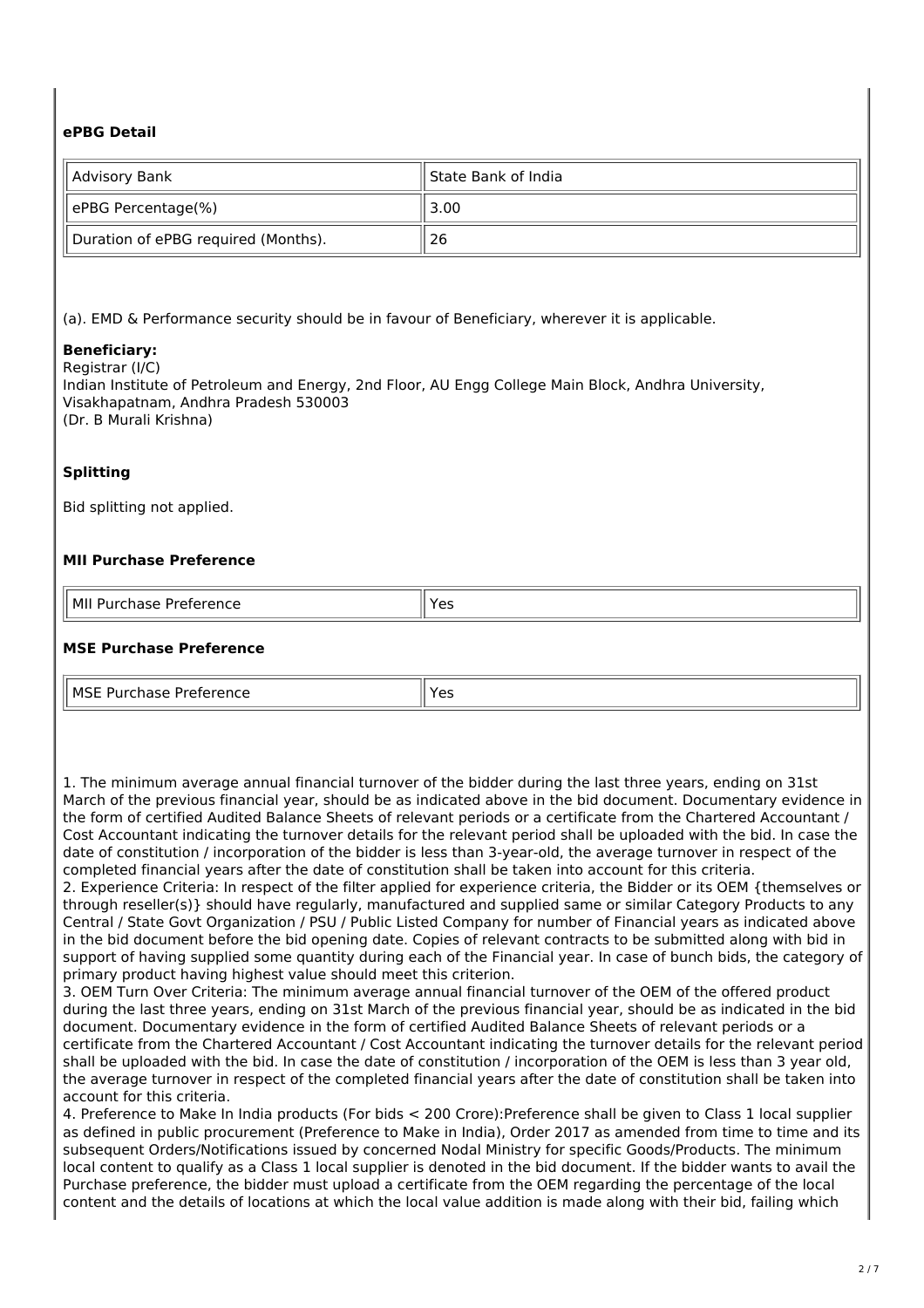### ePBG Detail

| Advisory Bank | State Bank of India |
|---|---|
| ePBG Percentage(%) | 3.00 |
| Duration of ePBG required (Months). | 26 |

(a). EMD & Performance security should be in favour of Beneficiary, wherever it is applicable.

**Beneficiary:**
Registrar (I/C)
Indian Institute of Petroleum and Energy, 2nd Floor, AU Engg College Main Block, Andhra University, Visakhapatnam, Andhra Pradesh 530003
(Dr. B Murali Krishna)

### Splitting

Bid splitting not applied.

### MII Purchase Preference

| MII Purchase Preference | Yes |
|---|---|

### MSE Purchase Preference

| MSE Purchase Preference | Yes |
|---|---|

1. The minimum average annual financial turnover of the bidder during the last three years, ending on 31st March of the previous financial year, should be as indicated above in the bid document. Documentary evidence in the form of certified Audited Balance Sheets of relevant periods or a certificate from the Chartered Accountant / Cost Accountant indicating the turnover details for the relevant period shall be uploaded with the bid. In case the date of constitution / incorporation of the bidder is less than 3-year-old, the average turnover in respect of the completed financial years after the date of constitution shall be taken into account for this criteria.
2. Experience Criteria: In respect of the filter applied for experience criteria, the Bidder or its OEM {themselves or through reseller(s)} should have regularly, manufactured and supplied same or similar Category Products to any Central / State Govt Organization / PSU / Public Listed Company for number of Financial years as indicated above in the bid document before the bid opening date. Copies of relevant contracts to be submitted along with bid in support of having supplied some quantity during each of the Financial year. In case of bunch bids, the category of primary product having highest value should meet this criterion.
3. OEM Turn Over Criteria: The minimum average annual financial turnover of the OEM of the offered product during the last three years, ending on 31st March of the previous financial year, should be as indicated in the bid document. Documentary evidence in the form of certified Audited Balance Sheets of relevant periods or a certificate from the Chartered Accountant / Cost Accountant indicating the turnover details for the relevant period shall be uploaded with the bid. In case the date of constitution / incorporation of the OEM is less than 3 year old, the average turnover in respect of the completed financial years after the date of constitution shall be taken into account for this criteria.
4. Preference to Make In India products (For bids < 200 Crore):Preference shall be given to Class 1 local supplier as defined in public procurement (Preference to Make in India), Order 2017 as amended from time to time and its subsequent Orders/Notifications issued by concerned Nodal Ministry for specific Goods/Products. The minimum local content to qualify as a Class 1 local supplier is denoted in the bid document. If the bidder wants to avail the Purchase preference, the bidder must upload a certificate from the OEM regarding the percentage of the local content and the details of locations at which the local value addition is made along with their bid, failing which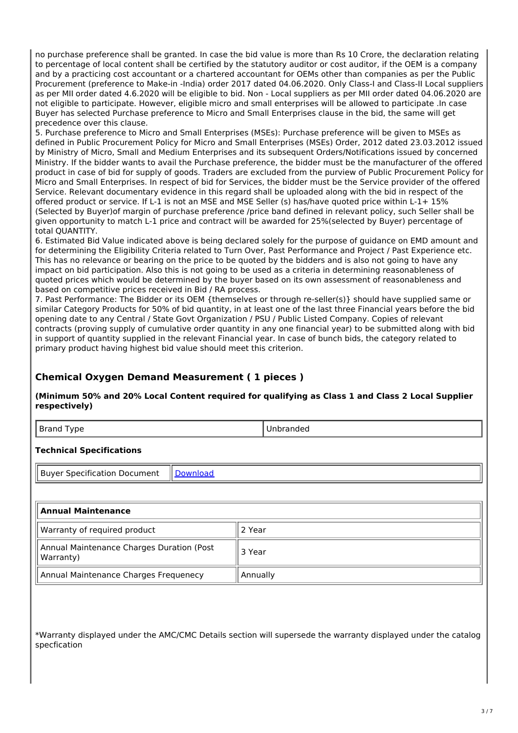no purchase preference shall be granted. In case the bid value is more than Rs 10 Crore, the declaration relating to percentage of local content shall be certified by the statutory auditor or cost auditor, if the OEM is a company and by a practicing cost accountant or a chartered accountant for OEMs other than companies as per the Public Procurement (preference to Make-in -India) order 2017 dated 04.06.2020. Only Class-I and Class-II Local suppliers as per MII order dated 4.6.2020 will be eligible to bid. Non - Local suppliers as per MII order dated 04.06.2020 are not eligible to participate. However, eligible micro and small enterprises will be allowed to participate .In case Buyer has selected Purchase preference to Micro and Small Enterprises clause in the bid, the same will get precedence over this clause.

5. Purchase preference to Micro and Small Enterprises (MSEs): Purchase preference will be given to MSEs as defined in Public Procurement Policy for Micro and Small Enterprises (MSEs) Order, 2012 dated 23.03.2012 issued by Ministry of Micro, Small and Medium Enterprises and its subsequent Orders/Notifications issued by concerned Ministry. If the bidder wants to avail the Purchase preference, the bidder must be the manufacturer of the offered product in case of bid for supply of goods. Traders are excluded from the purview of Public Procurement Policy for Micro and Small Enterprises. In respect of bid for Services, the bidder must be the Service provider of the offered Service. Relevant documentary evidence in this regard shall be uploaded along with the bid in respect of the offered product or service. If L-1 is not an MSE and MSE Seller (s) has/have quoted price within L-1+ 15% (Selected by Buyer)of margin of purchase preference /price band defined in relevant policy, such Seller shall be given opportunity to match L-1 price and contract will be awarded for 25%(selected by Buyer) percentage of total QUANTITY.

6. Estimated Bid Value indicated above is being declared solely for the purpose of guidance on EMD amount and for determining the Eligibility Criteria related to Turn Over, Past Performance and Project / Past Experience etc. This has no relevance or bearing on the price to be quoted by the bidders and is also not going to have any impact on bid participation. Also this is not going to be used as a criteria in determining reasonableness of quoted prices which would be determined by the buyer based on its own assessment of reasonableness and based on competitive prices received in Bid / RA process.

7. Past Performance: The Bidder or its OEM {themselves or through re-seller(s)} should have supplied same or similar Category Products for 50% of bid quantity, in at least one of the last three Financial years before the bid opening date to any Central / State Govt Organization / PSU / Public Listed Company. Copies of relevant contracts (proving supply of cumulative order quantity in any one financial year) to be submitted along with bid in support of quantity supplied in the relevant Financial year. In case of bunch bids, the category related to primary product having highest bid value should meet this criterion.

## Chemical Oxygen Demand Measurement ( 1 pieces )

**(Minimum 50% and 20% Local Content required for qualifying as Class 1 and Class 2 Local Supplier respectively)**

| Brand Type | Unbranded |
| --- | --- |

### Technical Specifications

| Buyer Specification Document | Download |
| --- | --- |

| Annual Maintenance | |
| --- | --- |
| Warranty of required product | 2 Year |
| Annual Maintenance Charges Duration (Post Warranty) | 3 Year |
| Annual Maintenance Charges Frequenecy | Annually |

*Warranty displayed under the AMC/CMC Details section will supersede the warranty displayed under the catalog specfication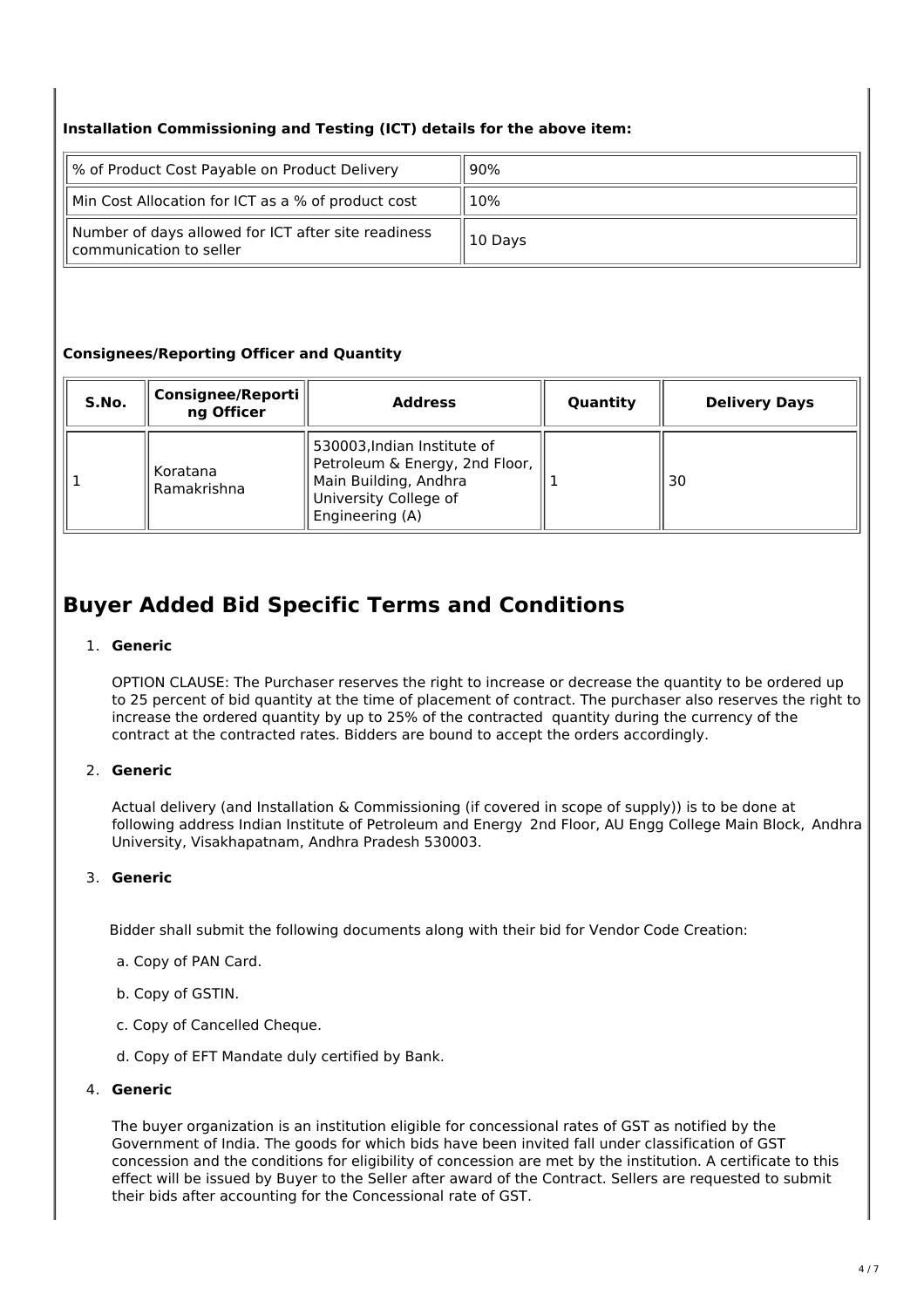**Installation Commissioning and Testing (ICT) details for the above item:**

| % of Product Cost Payable on Product Delivery | 90% |
|---|---|
| Min Cost Allocation for ICT as a % of product cost | 10% |
| Number of days allowed for ICT after site readiness communication to seller | 10 Days |

**Consignees/Reporting Officer and Quantity**

| S.No. | Consignee/Reporting Officer | Address | Quantity | Delivery Days |
|---|---|---|---|---|
| 1 | Koratana Ramakrishna | 530003,Indian Institute of Petroleum & Energy, 2nd Floor, Main Building, Andhra University College of Engineering (A) | 1 | 30 |

# Buyer Added Bid Specific Terms and Conditions

1. **Generic**

   OPTION CLAUSE: The Purchaser reserves the right to increase or decrease the quantity to be ordered up to 25 percent of bid quantity at the time of placement of contract. The purchaser also reserves the right to increase the ordered quantity by up to 25% of the contracted quantity during the currency of the contract at the contracted rates. Bidders are bound to accept the orders accordingly.

2. **Generic**

   Actual delivery (and Installation & Commissioning (if covered in scope of supply)) is to be done at following address Indian Institute of Petroleum and Energy 2nd Floor, AU Engg College Main Block, Andhra University, Visakhapatnam, Andhra Pradesh 530003.

3. **Generic**

   Bidder shall submit the following documents along with their bid for Vendor Code Creation:

   a. Copy of PAN Card.

   b. Copy of GSTIN.

   c. Copy of Cancelled Cheque.

   d. Copy of EFT Mandate duly certified by Bank.

4. **Generic**

   The buyer organization is an institution eligible for concessional rates of GST as notified by the Government of India. The goods for which bids have been invited fall under classification of GST concession and the conditions for eligibility of concession are met by the institution. A certificate to this effect will be issued by Buyer to the Seller after award of the Contract. Sellers are requested to submit their bids after accounting for the Concessional rate of GST.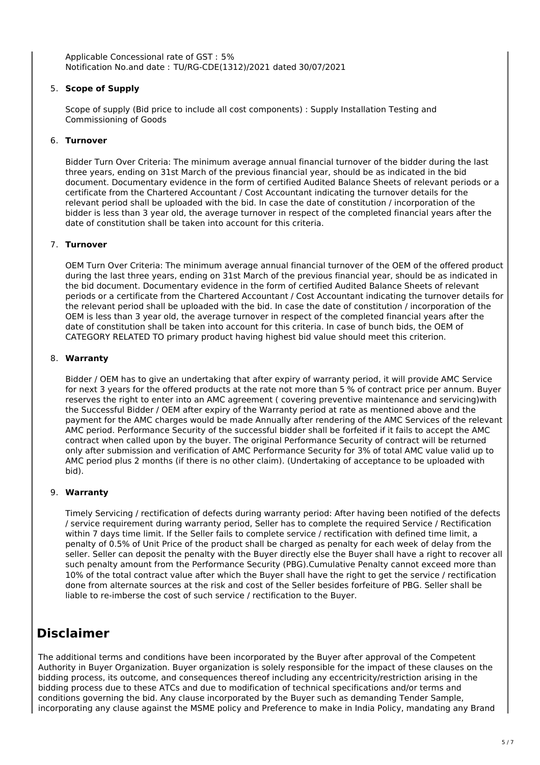Applicable Concessional rate of GST : 5%
Notification No.and date : TU/RG-CDE(1312)/2021 dated 30/07/2021

5. **Scope of Supply**

   Scope of supply (Bid price to include all cost components) : Supply Installation Testing and Commissioning of Goods

6. **Turnover**

   Bidder Turn Over Criteria: The minimum average annual financial turnover of the bidder during the last three years, ending on 31st March of the previous financial year, should be as indicated in the bid document. Documentary evidence in the form of certified Audited Balance Sheets of relevant periods or a certificate from the Chartered Accountant / Cost Accountant indicating the turnover details for the relevant period shall be uploaded with the bid. In case the date of constitution / incorporation of the bidder is less than 3 year old, the average turnover in respect of the completed financial years after the date of constitution shall be taken into account for this criteria.

7. **Turnover**

   OEM Turn Over Criteria: The minimum average annual financial turnover of the OEM of the offered product during the last three years, ending on 31st March of the previous financial year, should be as indicated in the bid document. Documentary evidence in the form of certified Audited Balance Sheets of relevant periods or a certificate from the Chartered Accountant / Cost Accountant indicating the turnover details for the relevant period shall be uploaded with the bid. In case the date of constitution / incorporation of the OEM is less than 3 year old, the average turnover in respect of the completed financial years after the date of constitution shall be taken into account for this criteria. In case of bunch bids, the OEM of CATEGORY RELATED TO primary product having highest bid value should meet this criterion.

8. **Warranty**

   Bidder / OEM has to give an undertaking that after expiry of warranty period, it will provide AMC Service for next 3 years for the offered products at the rate not more than 5 % of contract price per annum. Buyer reserves the right to enter into an AMC agreement ( covering preventive maintenance and servicing)with the Successful Bidder / OEM after expiry of the Warranty period at rate as mentioned above and the payment for the AMC charges would be made Annually after rendering of the AMC Services of the relevant AMC period. Performance Security of the successful bidder shall be forfeited if it fails to accept the AMC contract when called upon by the buyer. The original Performance Security of contract will be returned only after submission and verification of AMC Performance Security for 3% of total AMC value valid up to AMC period plus 2 months (if there is no other claim). (Undertaking of acceptance to be uploaded with bid).

9. **Warranty**

   Timely Servicing / rectification of defects during warranty period: After having been notified of the defects / service requirement during warranty period, Seller has to complete the required Service / Rectification within 7 days time limit. If the Seller fails to complete service / rectification with defined time limit, a penalty of 0.5% of Unit Price of the product shall be charged as penalty for each week of delay from the seller. Seller can deposit the penalty with the Buyer directly else the Buyer shall have a right to recover all such penalty amount from the Performance Security (PBG).Cumulative Penalty cannot exceed more than 10% of the total contract value after which the Buyer shall have the right to get the service / rectification done from alternate sources at the risk and cost of the Seller besides forfeiture of PBG. Seller shall be liable to re-imberse the cost of such service / rectification to the Buyer.

# Disclaimer

The additional terms and conditions have been incorporated by the Buyer after approval of the Competent Authority in Buyer Organization. Buyer organization is solely responsible for the impact of these clauses on the bidding process, its outcome, and consequences thereof including any eccentricity/restriction arising in the bidding process due to these ATCs and due to modification of technical specifications and/or terms and conditions governing the bid. Any clause incorporated by the Buyer such as demanding Tender Sample, incorporating any clause against the MSME policy and Preference to make in India Policy, mandating any Brand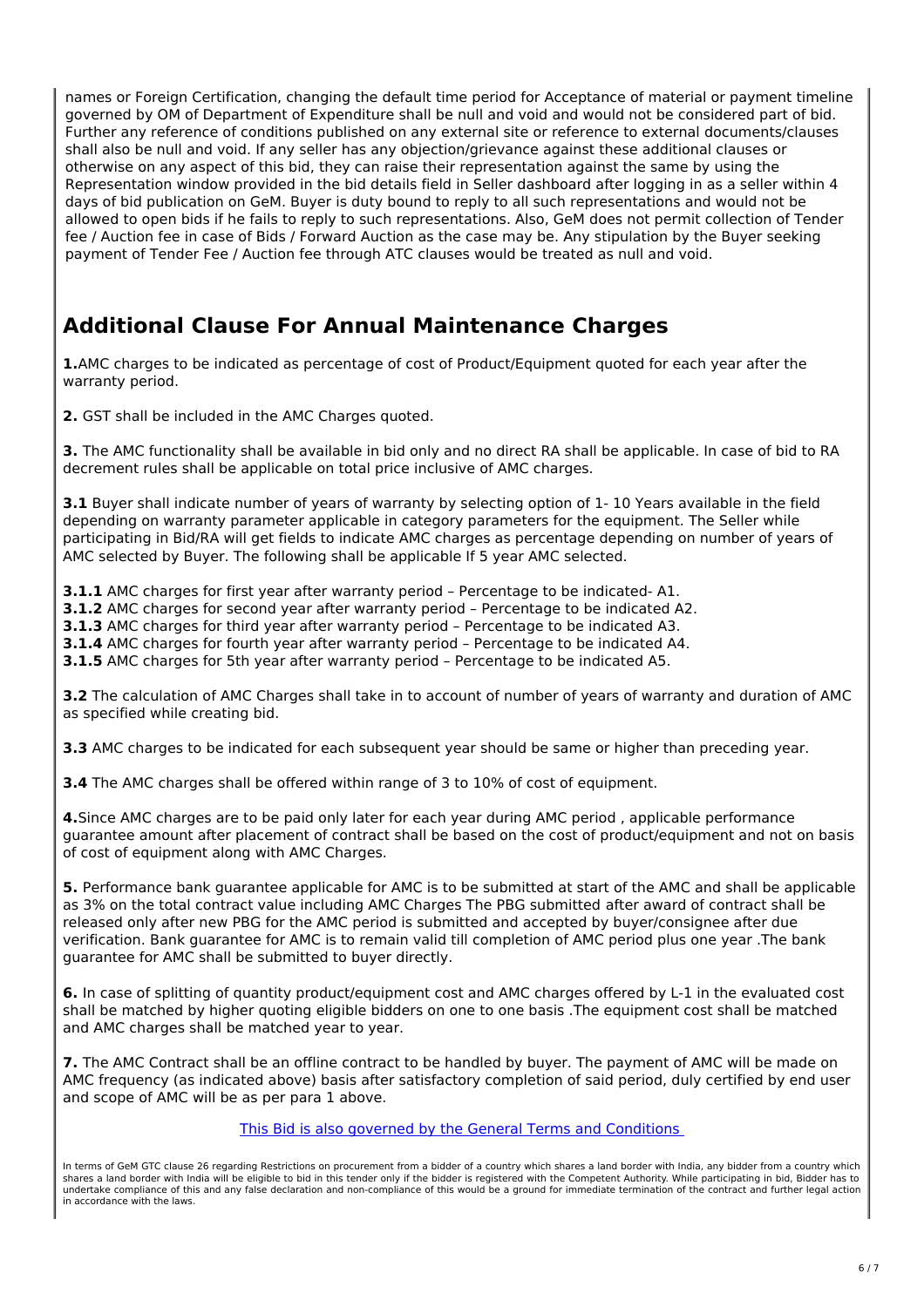names or Foreign Certification, changing the default time period for Acceptance of material or payment timeline governed by OM of Department of Expenditure shall be null and void and would not be considered part of bid. Further any reference of conditions published on any external site or reference to external documents/clauses shall also be null and void. If any seller has any objection/grievance against these additional clauses or otherwise on any aspect of this bid, they can raise their representation against the same by using the Representation window provided in the bid details field in Seller dashboard after logging in as a seller within 4 days of bid publication on GeM. Buyer is duty bound to reply to all such representations and would not be allowed to open bids if he fails to reply to such representations. Also, GeM does not permit collection of Tender fee / Auction fee in case of Bids / Forward Auction as the case may be. Any stipulation by the Buyer seeking payment of Tender Fee / Auction fee through ATC clauses would be treated as null and void.

## Additional Clause For Annual Maintenance Charges

**1.**AMC charges to be indicated as percentage of cost of Product/Equipment quoted for each year after the warranty period.

**2.** GST shall be included in the AMC Charges quoted.

**3.** The AMC functionality shall be available in bid only and no direct RA shall be applicable. In case of bid to RA decrement rules shall be applicable on total price inclusive of AMC charges.

**3.1** Buyer shall indicate number of years of warranty by selecting option of 1- 10 Years available in the field depending on warranty parameter applicable in category parameters for the equipment. The Seller while participating in Bid/RA will get fields to indicate AMC charges as percentage depending on number of years of AMC selected by Buyer. The following shall be applicable If 5 year AMC selected.

**3.1.1** AMC charges for first year after warranty period – Percentage to be indicated- A1.
**3.1.2** AMC charges for second year after warranty period – Percentage to be indicated A2.
**3.1.3** AMC charges for third year after warranty period – Percentage to be indicated A3.
**3.1.4** AMC charges for fourth year after warranty period – Percentage to be indicated A4.
**3.1.5** AMC charges for 5th year after warranty period – Percentage to be indicated A5.

**3.2** The calculation of AMC Charges shall take in to account of number of years of warranty and duration of AMC as specified while creating bid.

**3.3** AMC charges to be indicated for each subsequent year should be same or higher than preceding year.

**3.4** The AMC charges shall be offered within range of 3 to 10% of cost of equipment.

**4.**Since AMC charges are to be paid only later for each year during AMC period , applicable performance guarantee amount after placement of contract shall be based on the cost of product/equipment and not on basis of cost of equipment along with AMC Charges.

**5.** Performance bank guarantee applicable for AMC is to be submitted at start of the AMC and shall be applicable as 3% on the total contract value including AMC Charges The PBG submitted after award of contract shall be released only after new PBG for the AMC period is submitted and accepted by buyer/consignee after due verification. Bank guarantee for AMC is to remain valid till completion of AMC period plus one year .The bank guarantee for AMC shall be submitted to buyer directly.

**6.** In case of splitting of quantity product/equipment cost and AMC charges offered by L-1 in the evaluated cost shall be matched by higher quoting eligible bidders on one to one basis .The equipment cost shall be matched and AMC charges shall be matched year to year.

**7.** The AMC Contract shall be an offline contract to be handled by buyer. The payment of AMC will be made on AMC frequency (as indicated above) basis after satisfactory completion of said period, duly certified by end user and scope of AMC will be as per para 1 above.

This Bid is also governed by the General Terms and Conditions

In terms of GeM GTC clause 26 regarding Restrictions on procurement from a bidder of a country which shares a land border with India, any bidder from a country which shares a land border with India will be eligible to bid in this tender only if the bidder is registered with the Competent Authority. While participating in bid, Bidder has to undertake compliance of this and any false declaration and non-compliance of this would be a ground for immediate termination of the contract and further legal action in accordance with the laws.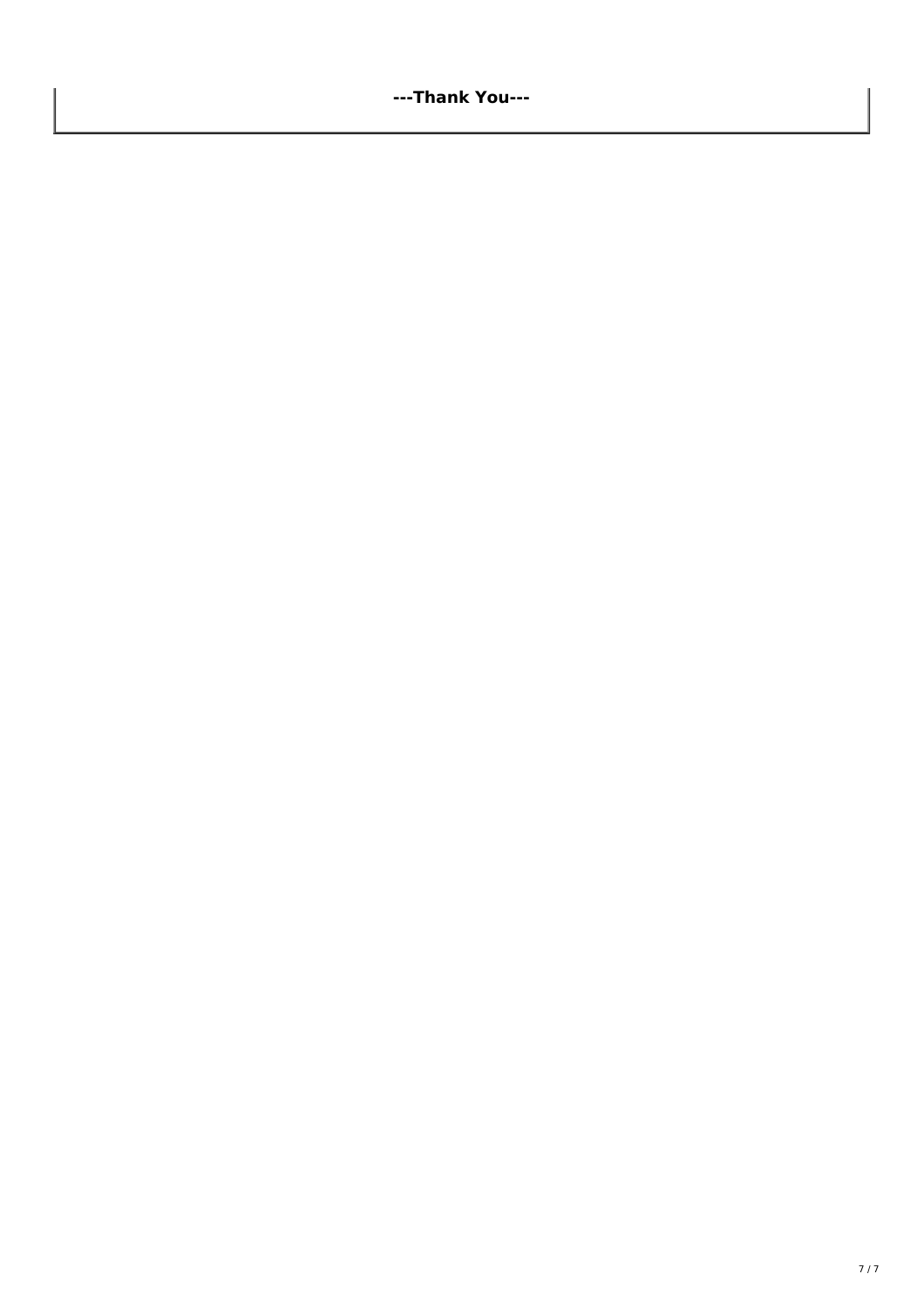**---Thank You---**